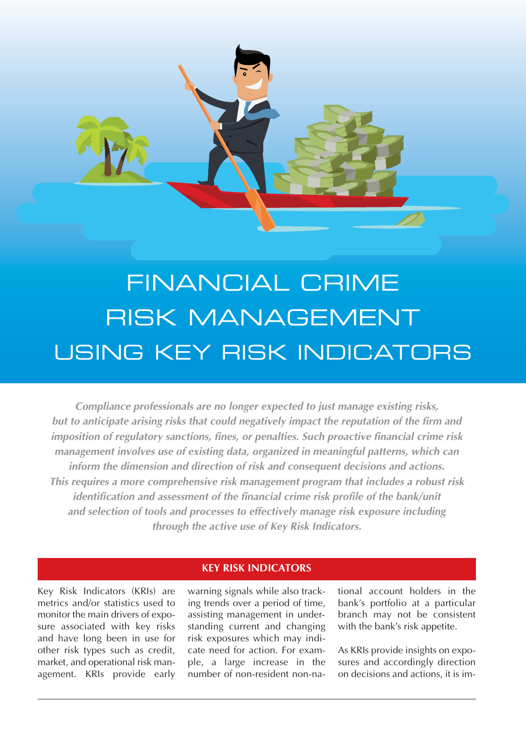# FINANCIAL CRIME RISK MANAGEMENT USING KEY RISK INDICATORS

***Compliance professionals are no longer expected to just manage existing risks, but to anticipate arising risks that could negatively impact the reputation of the firm and imposition of regulatory sanctions, fines, or penalties. Such proactive financial crime risk management involves use of existing data, organized in meaningful patterns, which can inform the dimension and direction of risk and consequent decisions and actions. This requires a more comprehensive risk management program that includes a robust risk identification and assessment of the financial crime risk profile of the bank/unit and selection of tools and processes to effectively manage risk exposure including through the active use of Key Risk Indicators.***

## KEY RISK INDICATORS

Key Risk Indicators (KRIs) are metrics and/or statistics used to monitor the main drivers of exposure associated with key risks and have long been in use for other risk types such as credit, market, and operational risk management. KRIs provide early warning signals while also tracking trends over a period of time, assisting management in understanding current and changing risk exposures which may indicate need for action. For example, a large increase in the number of non-resident non-national account holders in the bank's portfolio at a particular branch may not be consistent with the bank's risk appetite.

As KRIs provide insights on exposures and accordingly direction on decisions and actions, it is im-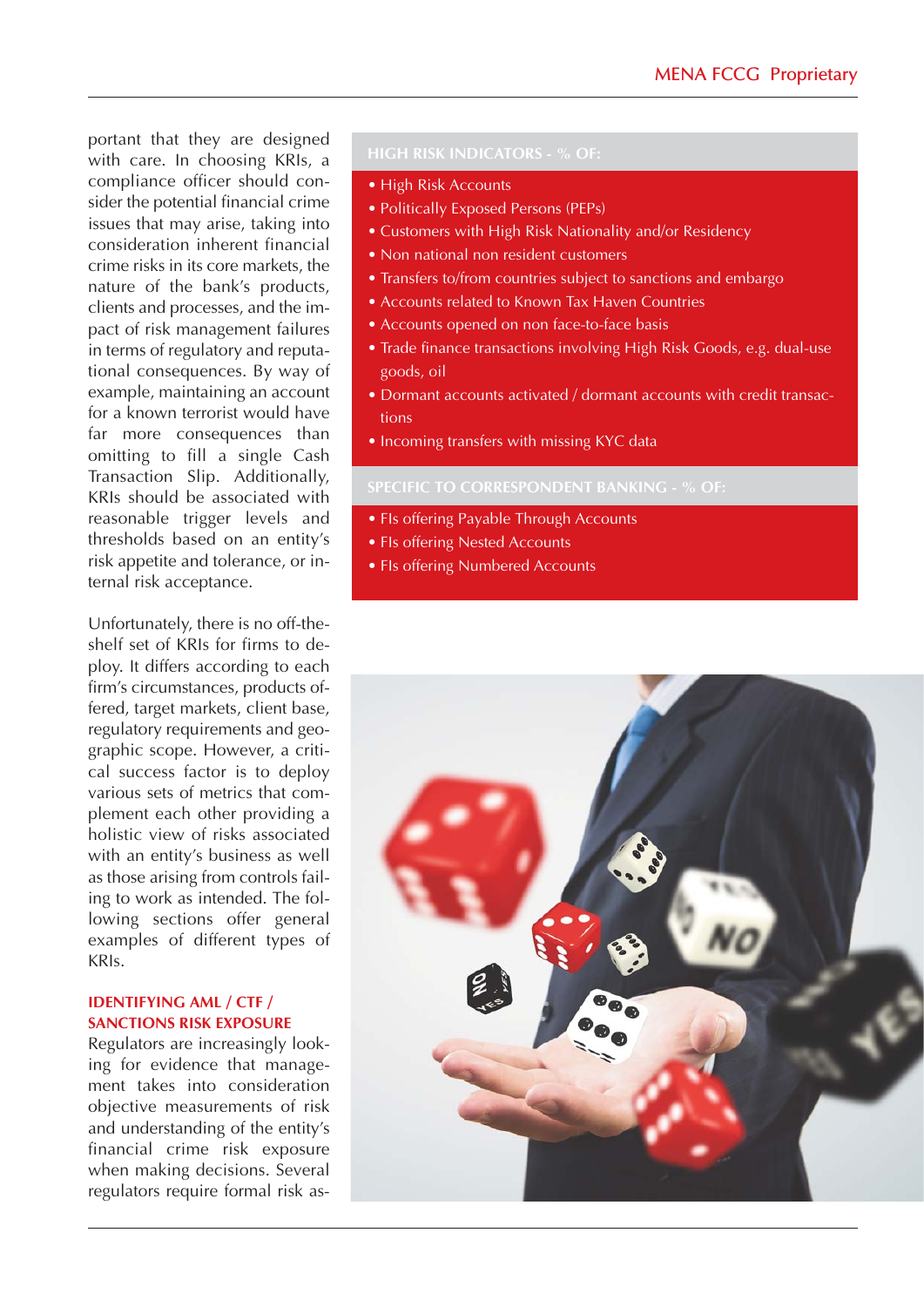portant that they are designed with care. In choosing KRIs, a compliance officer should consider the potential financial crime issues that may arise, taking into consideration inherent financial crime risks in its core markets, the nature of the bank's products, clients and processes, and the impact of risk management failures in terms of regulatory and reputational consequences. By way of example, maintaining an account for a known terrorist would have far more consequences than omitting to fill a single Cash Transaction Slip. Additionally, KRIs should be associated with reasonable trigger levels and thresholds based on an entity's risk appetite and tolerance, or internal risk acceptance.

Unfortunately, there is no off-the-shelf set of KRIs for firms to deploy. It differs according to each firm's circumstances, products offered, target markets, client base, regulatory requirements and geographic scope. However, a critical success factor is to deploy various sets of metrics that complement each other providing a holistic view of risks associated with an entity's business as well as those arising from controls failing to work as intended. The following sections offer general examples of different types of KRIs.

### IDENTIFYING AML / CTF / SANCTIONS RISK EXPOSURE

Regulators are increasingly looking for evidence that management takes into consideration objective measurements of risk and understanding of the entity's financial crime risk exposure when making decisions. Several regulators require formal risk as-

**HIGH RISK INDICATORS - % OF:**

- High Risk Accounts
- Politically Exposed Persons (PEPs)
- Customers with High Risk Nationality and/or Residency
- Non national non resident customers
- Transfers to/from countries subject to sanctions and embargo
- Accounts related to Known Tax Haven Countries
- Accounts opened on non face-to-face basis
- Trade finance transactions involving High Risk Goods, e.g. dual-use goods, oil
- Dormant accounts activated / dormant accounts with credit transactions
- Incoming transfers with missing KYC data

**SPECIFIC TO CORRESPONDENT BANKING - % OF:**

- FIs offering Payable Through Accounts
- FIs offering Nested Accounts
- FIs offering Numbered Accounts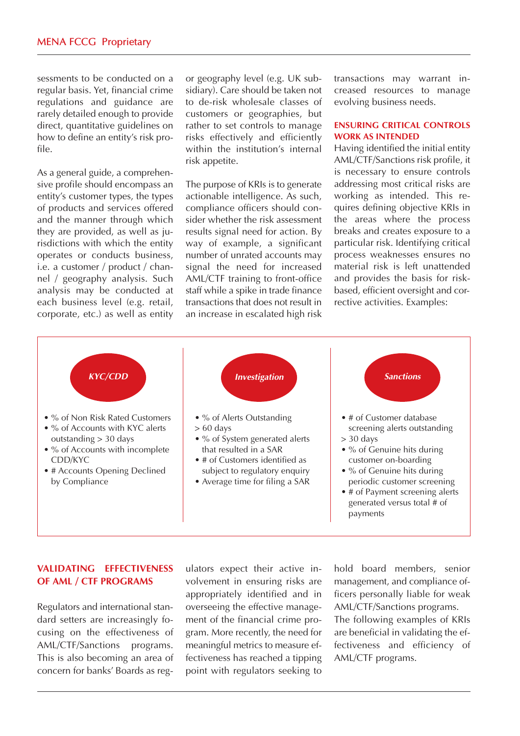sessments to be conducted on a regular basis. Yet, financial crime regulations and guidance are rarely detailed enough to provide direct, quantitative guidelines on how to define an entity's risk profile.

As a general guide, a comprehensive profile should encompass an entity's customer types, the types of products and services offered and the manner through which they are provided, as well as jurisdictions with which the entity operates or conducts business, i.e. a customer / product / channel / geography analysis. Such analysis may be conducted at each business level (e.g. retail, corporate, etc.) as well as entity or geography level (e.g. UK subsidiary). Care should be taken not to de-risk wholesale classes of customers or geographies, but rather to set controls to manage risks effectively and efficiently within the institution's internal risk appetite.

The purpose of KRIs is to generate actionable intelligence. As such, compliance officers should consider whether the risk assessment results signal need for action. By way of example, a significant number of unrated accounts may signal the need for increased AML/CTF training to front-office staff while a spike in trade finance transactions that does not result in an increase in escalated high risk transactions may warrant increased resources to manage evolving business needs.

## ENSURING CRITICAL CONTROLS WORK AS INTENDED

Having identified the initial entity AML/CTF/Sanctions risk profile, it is necessary to ensure controls addressing most critical risks are working as intended. This requires defining objective KRIs in the areas where the process breaks and creates exposure to a particular risk. Identifying critical process weaknesses ensures no material risk is left unattended and provides the basis for risk-based, efficient oversight and corrective activities. Examples:

***KYC/CDD***

- % of Non Risk Rated Customers
- % of Accounts with KYC alerts outstanding > 30 days
- % of Accounts with incomplete CDD/KYC
- # Accounts Opening Declined by Compliance

***Investigation***

- % of Alerts Outstanding > 60 days
- % of System generated alerts that resulted in a SAR
- # of Customers identified as subject to regulatory enquiry
- Average time for filing a SAR

***Sanctions***

- # of Customer database screening alerts outstanding > 30 days
- % of Genuine hits during customer on-boarding
- % of Genuine hits during periodic customer screening
- # of Payment screening alerts generated versus total # of payments

## VALIDATING EFFECTIVENESS OF AML / CTF PROGRAMS

Regulators and international standard setters are increasingly focusing on the effectiveness of AML/CTF/Sanctions programs. This is also becoming an area of concern for banks' Boards as regulators expect their active involvement in ensuring risks are appropriately identified and in overseeing the effective management of the financial crime program. More recently, the need for meaningful metrics to measure effectiveness has reached a tipping point with regulators seeking to hold board members, senior management, and compliance officers personally liable for weak AML/CTF/Sanctions programs.

The following examples of KRIs are beneficial in validating the effectiveness and efficiency of AML/CTF programs.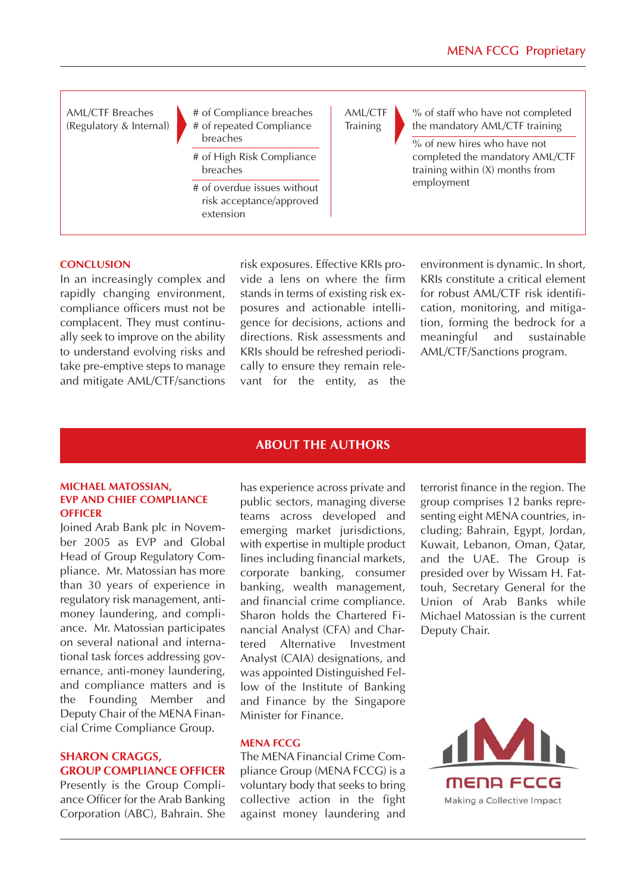| AML/CTF Breaches (Regulatory & Internal) | AML/CTF Training |
|---|---|
| # of Compliance breaches<br># of repeated Compliance breaches<br># of High Risk Compliance breaches<br># of overdue issues without risk acceptance/approved extension | % of staff who have not completed the mandatory AML/CTF training<br>% of new hires who have not completed the mandatory AML/CTF training within (X) months from employment |

### CONCLUSION

In an increasingly complex and rapidly changing environment, compliance officers must not be complacent. They must continually seek to improve on the ability to understand evolving risks and take pre-emptive steps to manage and mitigate AML/CTF/sanctions risk exposures. Effective KRIs provide a lens on where the firm stands in terms of existing risk exposures and actionable intelligence for decisions, actions and directions. Risk assessments and KRIs should be refreshed periodically to ensure they remain relevant for the entity, as the environment is dynamic. In short, KRIs constitute a critical element for robust AML/CTF risk identification, monitoring, and mitigation, forming the bedrock for a meaningful and sustainable AML/CTF/Sanctions program.

## ABOUT THE AUTHORS

### MICHAEL MATOSSIAN, EVP AND CHIEF COMPLIANCE OFFICER

Joined Arab Bank plc in November 2005 as EVP and Global Head of Group Regulatory Compliance. Mr. Matossian has more than 30 years of experience in regulatory risk management, anti-money laundering, and compliance. Mr. Matossian participates on several national and international task forces addressing governance, anti-money laundering, and compliance matters and is the Founding Member and Deputy Chair of the MENA Financial Crime Compliance Group.

### SHARON CRAGGS, GROUP COMPLIANCE OFFICER

Presently is the Group Compliance Officer for the Arab Banking Corporation (ABC), Bahrain. She has experience across private and public sectors, managing diverse teams across developed and emerging market jurisdictions, with expertise in multiple product lines including financial markets, corporate banking, consumer banking, wealth management, and financial crime compliance. Sharon holds the Chartered Financial Analyst (CFA) and Chartered Alternative Investment Analyst (CAIA) designations, and was appointed Distinguished Fellow of the Institute of Banking and Finance by the Singapore Minister for Finance.

### MENA FCCG

The MENA Financial Crime Compliance Group (MENA FCCG) is a voluntary body that seeks to bring collective action in the fight against money laundering and terrorist finance in the region. The group comprises 12 banks representing eight MENA countries, including; Bahrain, Egypt, Jordan, Kuwait, Lebanon, Oman, Qatar, and the UAE. The Group is presided over by Wissam H. Fattouh, Secretary General for the Union of Arab Banks while Michael Matossian is the current Deputy Chair.

MENA FCCG
Making a Collective Impact